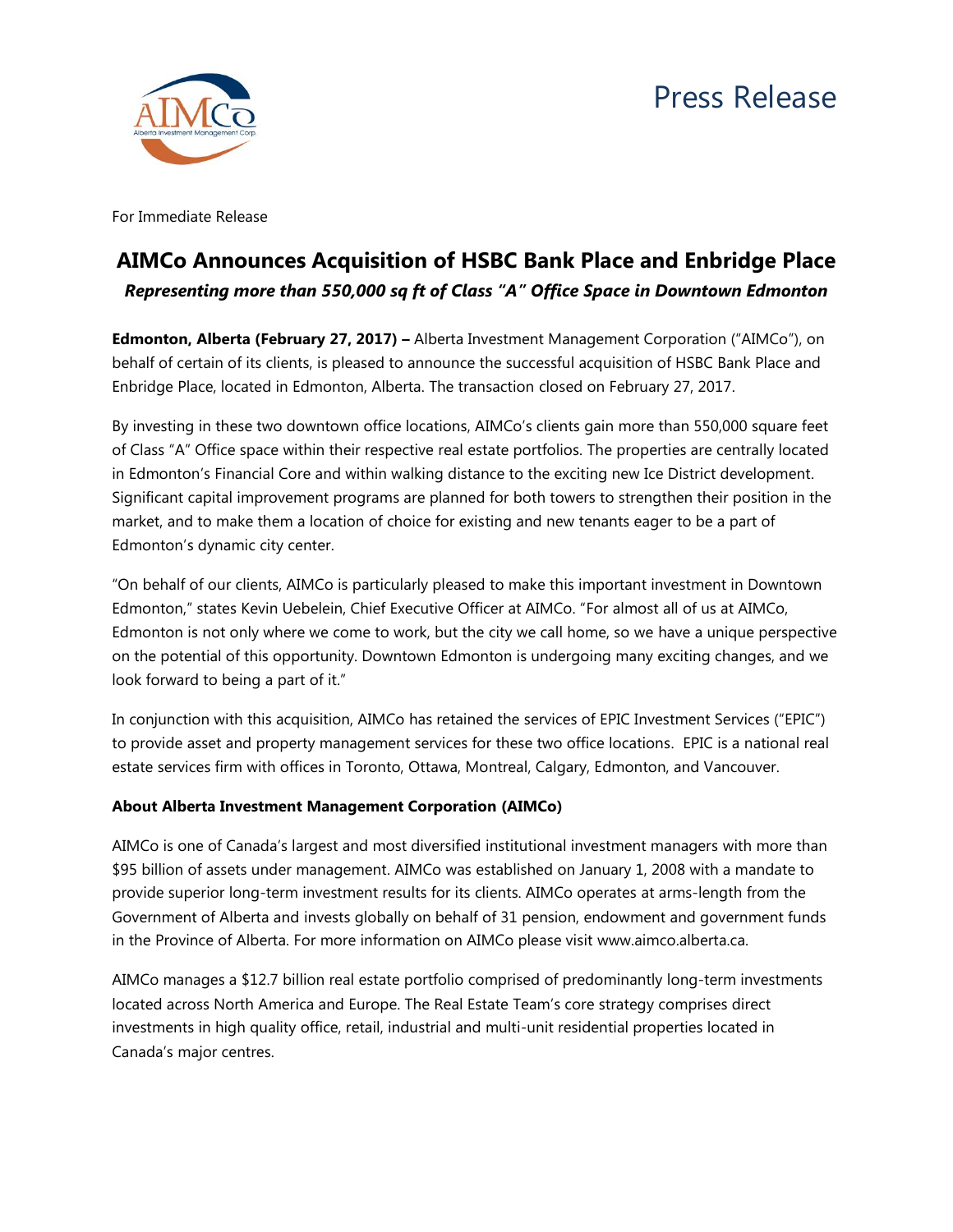Press Release

For Immediate Release

# AIMCo Announces Acquisition of HSBC Bank Place and Enbridge Place

***Representing more than 550,000 sq ft of Class "A" Office Space in Downtown Edmonton***

**Edmonton, Alberta (February 27, 2017) –** Alberta Investment Management Corporation ("AIMCo"), on behalf of certain of its clients, is pleased to announce the successful acquisition of HSBC Bank Place and Enbridge Place, located in Edmonton, Alberta. The transaction closed on February 27, 2017.

By investing in these two downtown office locations, AIMCo's clients gain more than 550,000 square feet of Class "A" Office space within their respective real estate portfolios. The properties are centrally located in Edmonton's Financial Core and within walking distance to the exciting new Ice District development. Significant capital improvement programs are planned for both towers to strengthen their position in the market, and to make them a location of choice for existing and new tenants eager to be a part of Edmonton's dynamic city center.

"On behalf of our clients, AIMCo is particularly pleased to make this important investment in Downtown Edmonton," states Kevin Uebelein, Chief Executive Officer at AIMCo. "For almost all of us at AIMCo, Edmonton is not only where we come to work, but the city we call home, so we have a unique perspective on the potential of this opportunity. Downtown Edmonton is undergoing many exciting changes, and we look forward to being a part of it."

In conjunction with this acquisition, AIMCo has retained the services of EPIC Investment Services ("EPIC") to provide asset and property management services for these two office locations. EPIC is a national real estate services firm with offices in Toronto, Ottawa, Montreal, Calgary, Edmonton, and Vancouver.

**About Alberta Investment Management Corporation (AIMCo)**

AIMCo is one of Canada's largest and most diversified institutional investment managers with more than $95 billion of assets under management. AIMCo was established on January 1, 2008 with a mandate to provide superior long-term investment results for its clients. AIMCo operates at arms-length from the Government of Alberta and invests globally on behalf of 31 pension, endowment and government funds in the Province of Alberta. For more information on AIMCo please visit www.aimco.alberta.ca.

AIMCo manages a $12.7 billion real estate portfolio comprised of predominantly long-term investments located across North America and Europe. The Real Estate Team's core strategy comprises direct investments in high quality office, retail, industrial and multi-unit residential properties located in Canada's major centres.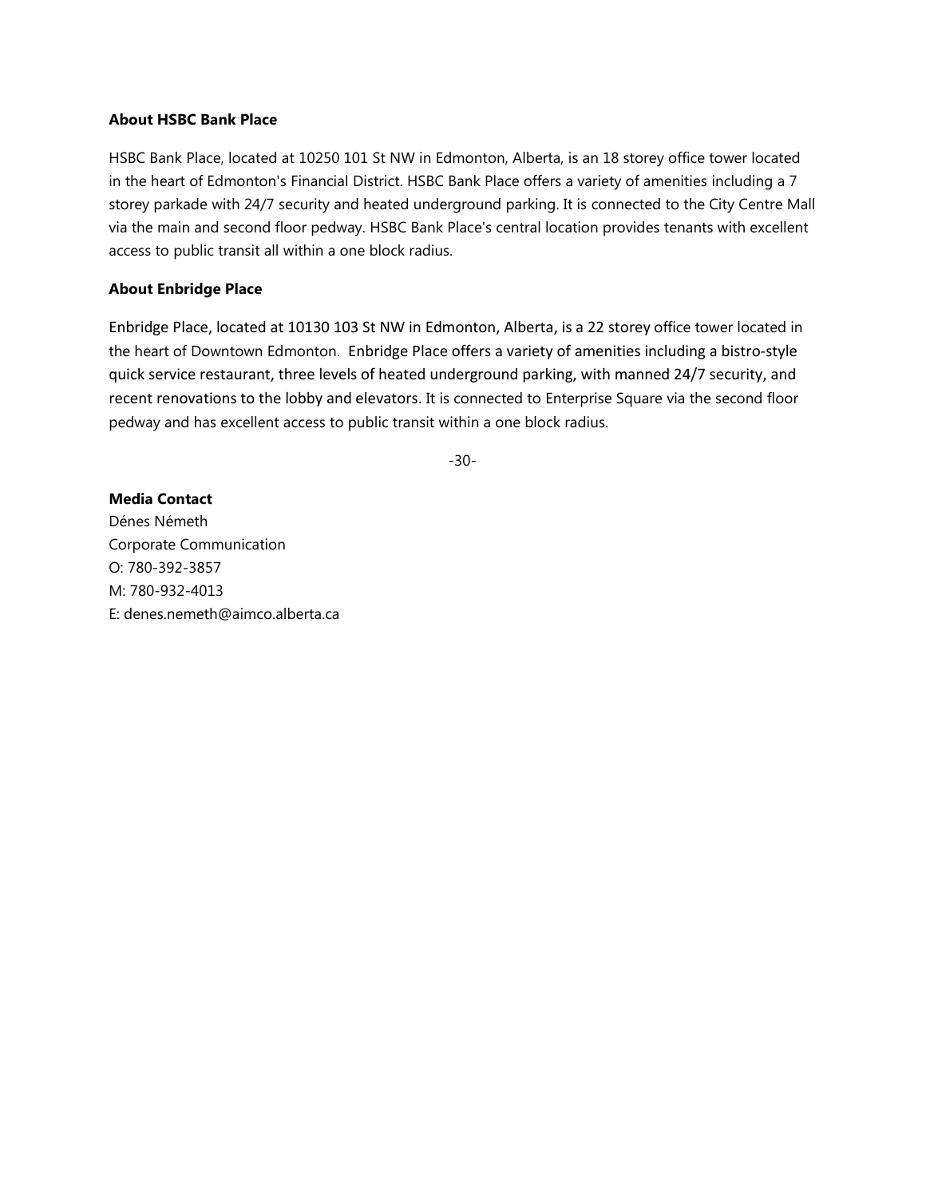**About HSBC Bank Place**

HSBC Bank Place, located at 10250 101 St NW in Edmonton, Alberta, is an 18 storey office tower located in the heart of Edmonton's Financial District. HSBC Bank Place offers a variety of amenities including a 7 storey parkade with 24/7 security and heated underground parking. It is connected to the City Centre Mall via the main and second floor pedway. HSBC Bank Place's central location provides tenants with excellent access to public transit all within a one block radius.

**About Enbridge Place**

Enbridge Place, located at 10130 103 St NW in Edmonton, Alberta, is a 22 storey office tower located in the heart of Downtown Edmonton. Enbridge Place offers a variety of amenities including a bistro-style quick service restaurant, three levels of heated underground parking, with manned 24/7 security, and recent renovations to the lobby and elevators. It is connected to Enterprise Square via the second floor pedway and has excellent access to public transit within a one block radius.

-30-

**Media Contact**
Dénes Németh
Corporate Communication
O: 780-392-3857
M: 780-932-4013
E: denes.nemeth@aimco.alberta.ca